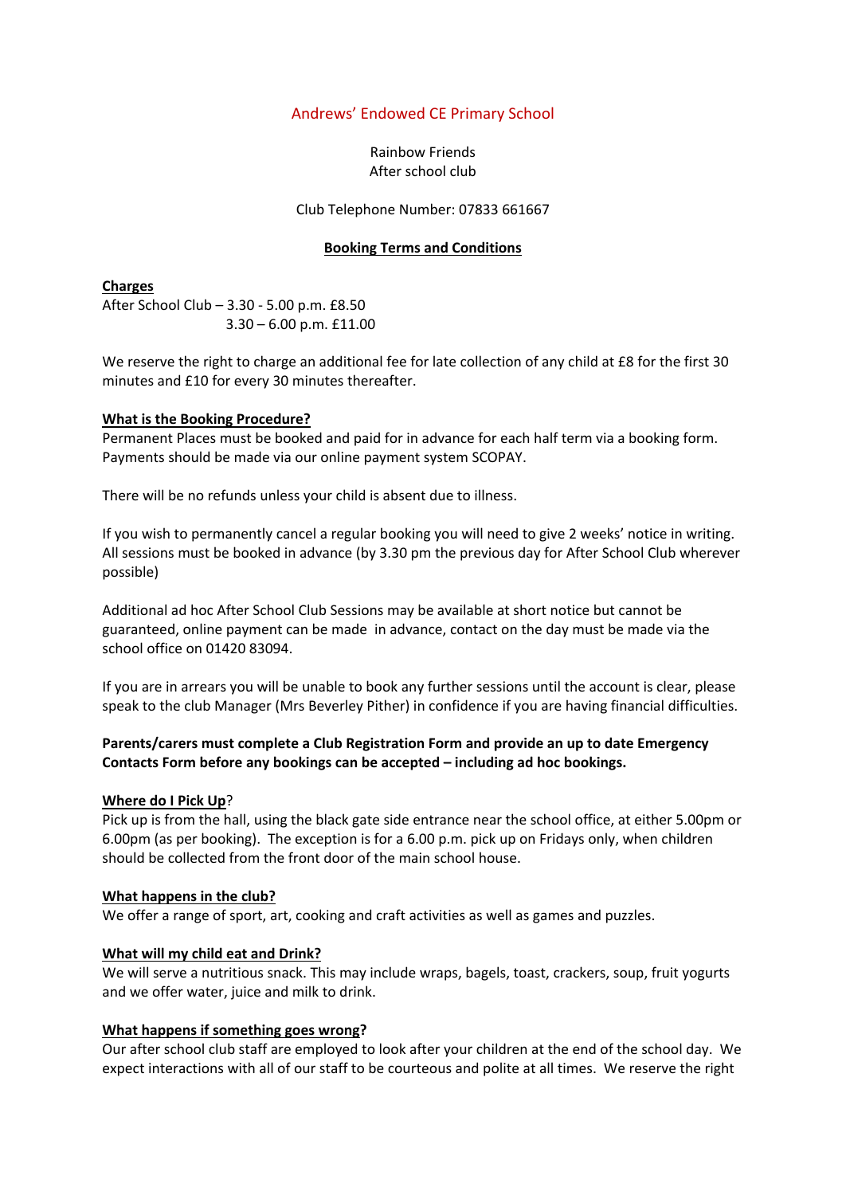# Andrews' Endowed CE Primary School

Rainbow Friends
After school club

Club Telephone Number: 07833 661667

## Booking Terms and Conditions

**Charges**

After School Club – 3.30 - 5.00 p.m. £8.50
3.30 – 6.00 p.m. £11.00

We reserve the right to charge an additional fee for late collection of any child at £8 for the first 30 minutes and £10 for every 30 minutes thereafter.

**What is the Booking Procedure?**

Permanent Places must be booked and paid for in advance for each half term via a booking form. Payments should be made via our online payment system SCOPAY.

There will be no refunds unless your child is absent due to illness.

If you wish to permanently cancel a regular booking you will need to give 2 weeks' notice in writing. All sessions must be booked in advance (by 3.30 pm the previous day for After School Club wherever possible)

Additional ad hoc After School Club Sessions may be available at short notice but cannot be guaranteed, online payment can be made in advance, contact on the day must be made via the school office on 01420 83094.

If you are in arrears you will be unable to book any further sessions until the account is clear, please speak to the club Manager (Mrs Beverley Pither) in confidence if you are having financial difficulties.

**Parents/carers must complete a Club Registration Form and provide an up to date Emergency Contacts Form before any bookings can be accepted – including ad hoc bookings.**

**Where do I Pick Up?**

Pick up is from the hall, using the black gate side entrance near the school office, at either 5.00pm or 6.00pm (as per booking). The exception is for a 6.00 p.m. pick up on Fridays only, when children should be collected from the front door of the main school house.

**What happens in the club?**

We offer a range of sport, art, cooking and craft activities as well as games and puzzles.

**What will my child eat and Drink?**

We will serve a nutritious snack. This may include wraps, bagels, toast, crackers, soup, fruit yogurts and we offer water, juice and milk to drink.

**What happens if something goes wrong?**

Our after school club staff are employed to look after your children at the end of the school day. We expect interactions with all of our staff to be courteous and polite at all times. We reserve the right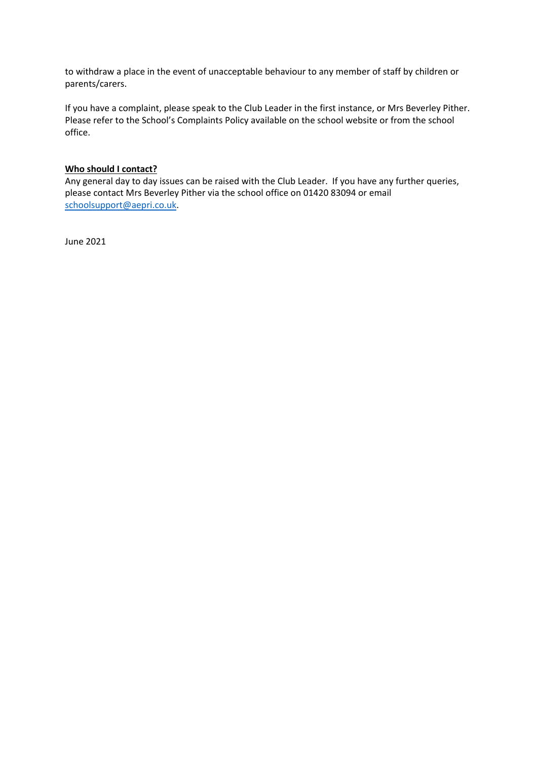to withdraw a place in the event of unacceptable behaviour to any member of staff by children or parents/carers.

If you have a complaint, please speak to the Club Leader in the first instance, or Mrs Beverley Pither. Please refer to the School's Complaints Policy available on the school website or from the school office.

**Who should I contact?**

Any general day to day issues can be raised with the Club Leader. If you have any further queries, please contact Mrs Beverley Pither via the school office on 01420 83094 or email schoolsupport@aepri.co.uk.

June 2021